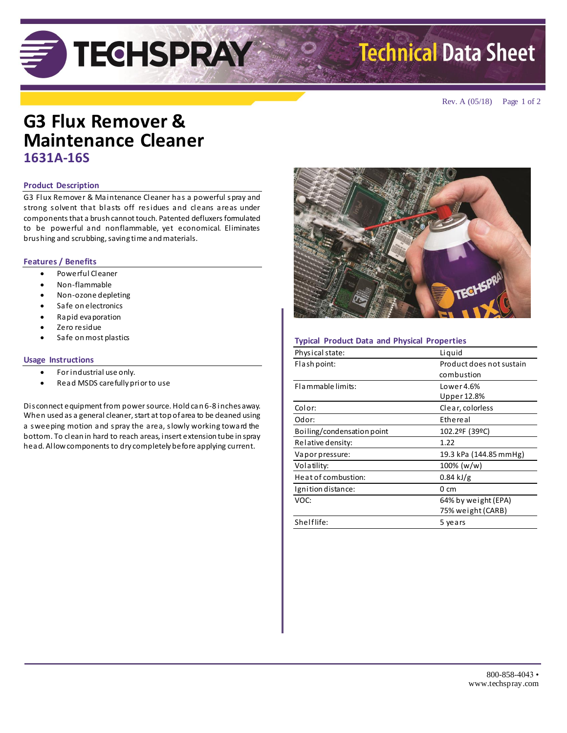# G3 Flux Remover & Maintenance Cleaner

## 1631A-16S

### Product Description

G3 Flux Remover & Maintenance Cleaner has a powerful spray and strong solvent that blasts off residues and cleans areas under components that a brush cannot touch. Patented defluxers formulated to be powerful and nonflammable, yet economical. Eliminates brushing and scrubbing, saving time and materials.

### Features / Benefits

- Powerful Cleaner
- Non-flammable
- Non-ozone depleting
- Safe on electronics
- Rapid evaporation
- Zero residue
- Safe on most plastics

### Usage Instructions

- For industrial use only.
- Read MSDS carefully prior to use

Disconnect equipment from power source. Hold can 6-8 inches away. When used as a general cleaner, start at top of area to be cleaned using a sweeping motion and spray the area, slowly working toward the bottom. To clean in hard to reach areas, insert extension tube in spray head. Allow components to dry completely before applying current.

### Typical Product Data and Physical Properties

| | |
|---|---|
| Physical state: | Liquid |
| Flash point: | Product does not sustain combustion |
| Flammable limits: | Lower 4.6%<br>Upper 12.8% |
| Color: | Clear, colorless |
| Odor: | Ethereal |
| Boiling/condensation point | 102.2ºF (39ºC) |
| Relative density: | 1.22 |
| Vapor pressure: | 19.3 kPa (144.85 mmHg) |
| Volatility: | 100% (w/w) |
| Heat of combustion: | 0.84 kJ/g |
| Ignition distance: | 0 cm |
| VOC: | 64% by weight (EPA)<br>75% weight (CARB) |
| Shelf life: | 5 years |

800-858-4043 • www.techspray.com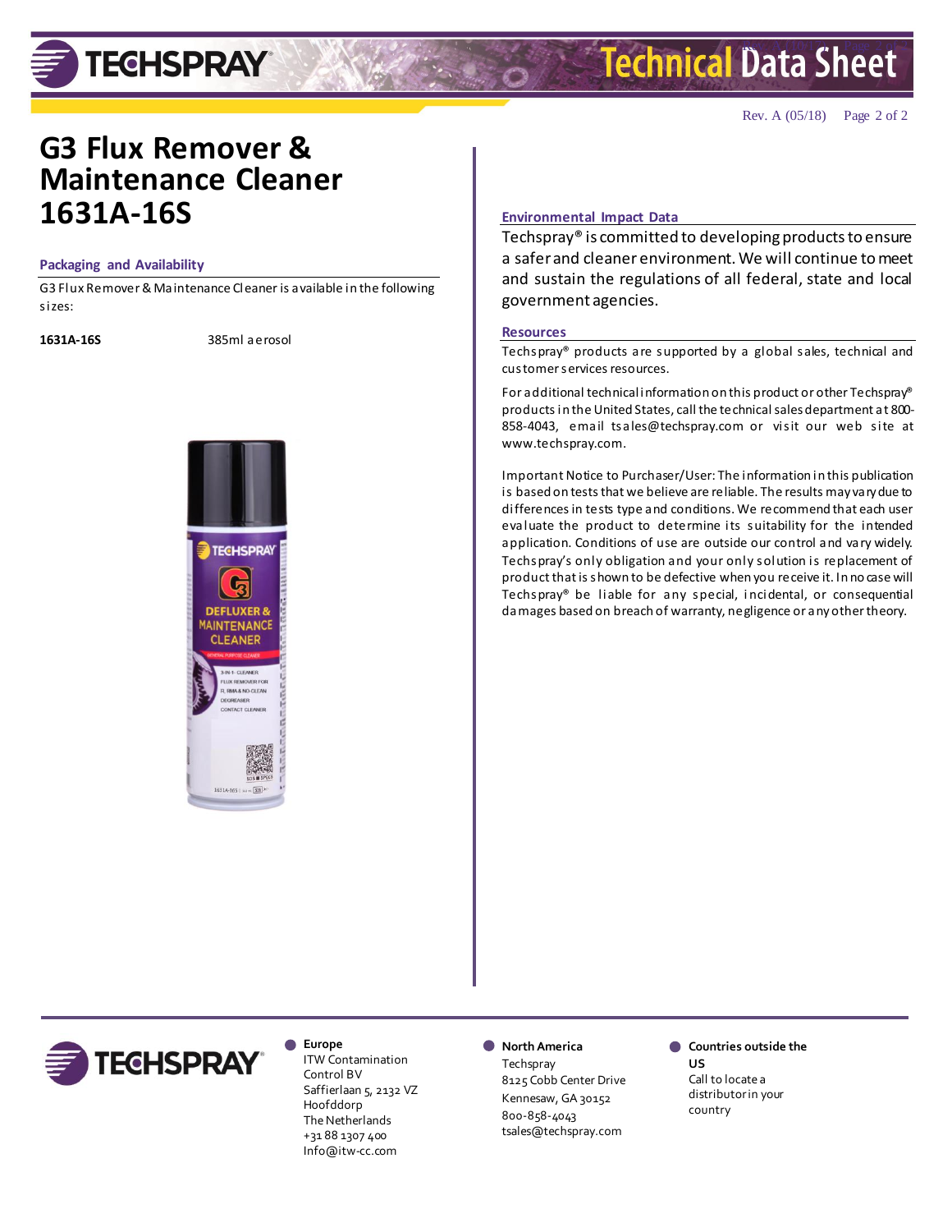# G3 Flux Remover & Maintenance Cleaner 1631A-16S

## Packaging and Availability

G3 Flux Remover & Maintenance Cleaner is available in the following sizes:

| | |
|---|---|
| **1631A-16S** | 385ml aerosol |

## Environmental Impact Data

Techspray® is committed to developing products to ensure a safer and cleaner environment. We will continue to meet and sustain the regulations of all federal, state and local government agencies.

## Resources

Techspray® products are supported by a global sales, technical and customer services resources.

For additional technical information on this product or other Techspray® products in the United States, call the technical sales department at 800-858-4043, email tsales@techspray.com or visit our web site at www.techspray.com.

Important Notice to Purchaser/User: The information in this publication is based on tests that we believe are reliable. The results may vary due to differences in tests type and conditions. We recommend that each user evaluate the product to determine its suitability for the intended application. Conditions of use are outside our control and vary widely. Techspray's only obligation and your only solution is replacement of product that is shown to be defective when you receive it. In no case will Techspray® be liable for any special, incidental, or consequential damages based on breach of warranty, negligence or any other theory.

**Europe**
ITW Contamination Control BV
Saffierlaan 5, 2132 VZ Hoofddorp
The Netherlands
+31 88 1307 400
Info@itw-cc.com

**North America**
Techspray
8125 Cobb Center Drive
Kennesaw, GA 30152
800-858-4043
tsales@techspray.com

**Countries outside the US**
Call to locate a distributor in your country